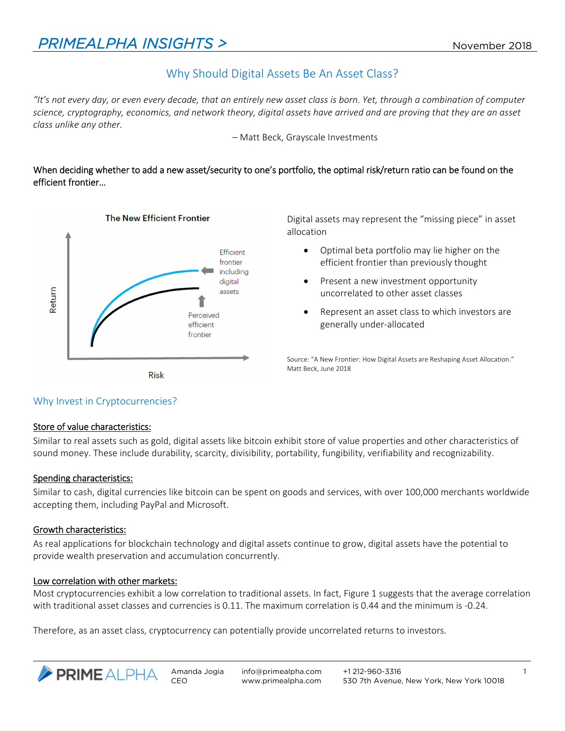# PRIMEALPHA INSIGHTS >

November 2018

## Why Should Digital Assets Be An Asset Class?

*"It's not every day, or even every decade, that an entirely new asset class is born. Yet, through a combination of computer science, cryptography, economics, and network theory, digital assets have arrived and are proving that they are an asset class unlike any other.*

– Matt Beck, Grayscale Investments

When deciding whether to add a new asset/security to one's portfolio, the optimal risk/return ratio can be found on the efficient frontier…

**The New Efficient Frontier**

Return

Efficient frontier including digital assets

Perceived efficient frontier

Risk

Digital assets may represent the "missing piece" in asset allocation

- Optimal beta portfolio may lie higher on the efficient frontier than previously thought
- Present a new investment opportunity uncorrelated to other asset classes
- Represent an asset class to which investors are generally under-allocated

Source: "A New Frontier: How Digital Assets are Reshaping Asset Allocation." Matt Beck, June 2018

## Why Invest in Cryptocurrencies?

### Store of value characteristics:

Similar to real assets such as gold, digital assets like bitcoin exhibit store of value properties and other characteristics of sound money. These include durability, scarcity, divisibility, portability, fungibility, verifiability and recognizability.

### Spending characteristics:

Similar to cash, digital currencies like bitcoin can be spent on goods and services, with over 100,000 merchants worldwide accepting them, including PayPal and Microsoft.

### Growth characteristics:

As real applications for blockchain technology and digital assets continue to grow, digital assets have the potential to provide wealth preservation and accumulation concurrently.

### Low correlation with other markets:

Most cryptocurrencies exhibit a low correlation to traditional assets. In fact, Figure 1 suggests that the average correlation with traditional asset classes and currencies is 0.11. The maximum correlation is 0.44 and the minimum is -0.24.

Therefore, as an asset class, cryptocurrency can potentially provide uncorrelated returns to investors.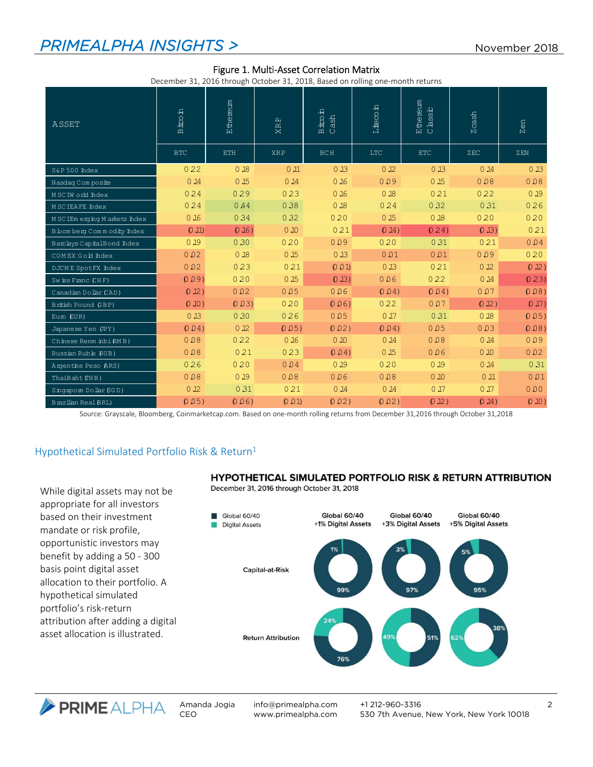## Figure 1. Multi-Asset Correlation Matrix

December 31, 2016 through October 31, 2018, Based on rolling one-month returns

| ASSET | Bitcoin BTC | Ethereum ETH | XRP XRP | Bitcoin Cash BCH | Litecoin LTC | Ethereum Classic ETC | Zcash ZEC | Zen ZEN |
|---|---|---|---|---|---|---|---|---|
| S&P 500 Index | 0.22 | 0.18 | 0.11 | 0.13 | 0.12 | 0.13 | 0.14 | 0.13 |
| Nasdaq Composite | 0.14 | 0.15 | 0.14 | 0.16 | 0.09 | 0.15 | 0.08 | 0.08 |
| MSCI World Index | 0.24 | 0.29 | 0.23 | 0.16 | 0.18 | 0.21 | 0.22 | 0.19 |
| MSCI EAFE Index | 0.24 | 0.44 | 0.38 | 0.18 | 0.24 | 0.32 | 0.31 | 0.26 |
| MSCI Emerging Markets Index | 0.16 | 0.34 | 0.32 | 0.20 | 0.15 | 0.18 | 0.20 | 0.20 |
| Bloomberg Commodity Index | (0.11) | (0.16) | 0.10 | 0.21 | (0.14) | (0.24) | (0.13) | 0.21 |
| Barclays Capital Bond Index | 0.19 | 0.30 | 0.20 | 0.09 | 0.20 | 0.31 | 0.21 | 0.04 |
| COMEX Gold Index | 0.02 | 0.18 | 0.15 | 0.13 | 0.01 | 0.01 | 0.09 | 0.20 |
| DJCME Spot FX Index | 0.02 | 0.23 | 0.21 | (0.01) | 0.13 | 0.21 | 0.12 | (0.12) |
| Swiss Franc (CHF) | (0.09) | 0.20 | 0.15 | (0.13) | 0.06 | 0.22 | 0.14 | (0.23) |
| Canadian Dollar (CAD) | (0.12) | 0.02 | 0.05 | 0.06 | (0.04) | (0.04) | 0.07 | (0.08) |
| British Pound (GBP) | (0.10) | (0.03) | 0.20 | (0.06) | 0.22 | 0.07 | (0.12) | (0.17) |
| Euro (EUR) | 0.13 | 0.30 | 0.26 | 0.05 | 0.17 | 0.31 | 0.18 | (0.05) |
| Japanese Yen (JPY) | (0.04) | 0.12 | (0.05) | (0.02) | (0.04) | 0.05 | 0.03 | (0.08) |
| Chinese Renminbi (RMB) | 0.08 | 0.22 | 0.16 | 0.10 | 0.14 | 0.08 | 0.14 | 0.09 |
| Russian Ruble (RUB) | 0.08 | 0.21 | 0.23 | (0.04) | 0.15 | 0.06 | 0.10 | 0.02 |
| Argentine Peso (ARS) | 0.26 | 0.20 | 0.04 | 0.19 | 0.20 | 0.19 | 0.14 | 0.31 |
| Thai Baht (THB) | 0.08 | 0.19 | 0.08 | 0.06 | 0.08 | 0.10 | 0.11 | 0.01 |
| Singapore Dollar (SGD) | 0.12 | 0.31 | 0.21 | 0.14 | 0.14 | 0.17 | 0.17 | 0.00 |
| Brazilian Real (BRL) | (0.05) | (0.06) | (0.01) | (0.02) | (0.02) | (0.12) | (0.14) | (0.10) |

Source: Grayscale, Bloomberg, Coinmarketcap.com. Based on one-month rolling returns from December 31,2016 through October 31,2018

## Hypothetical Simulated Portfolio Risk & Return[1]

While digital assets may not be appropriate for all investors based on their investment mandate or risk profile, opportunistic investors may benefit by adding a 50 - 300 basis point digital asset allocation to their portfolio. A hypothetical simulated portfolio's risk-return attribution after adding a digital asset allocation is illustrated.

**HYPOTHETICAL SIMULATED PORTFOLIO RISK & RETURN ATTRIBUTION**

December 31, 2016 through October 31, 2018

| | Global 60/40 +1% Digital Assets | Global 60/40 +3% Digital Assets | Global 60/40 +5% Digital Assets |
|---|---|---|---|
| **Capital-at-Risk** – Global 60/40 | 99% | 97% | 95% |
| **Capital-at-Risk** – Digital Assets | 1% | 3% | 5% |
| **Return Attribution** – Global 60/40 | 76% | 51% | 38% |
| **Return Attribution** – Digital Assets | 24% | 49% | 62% |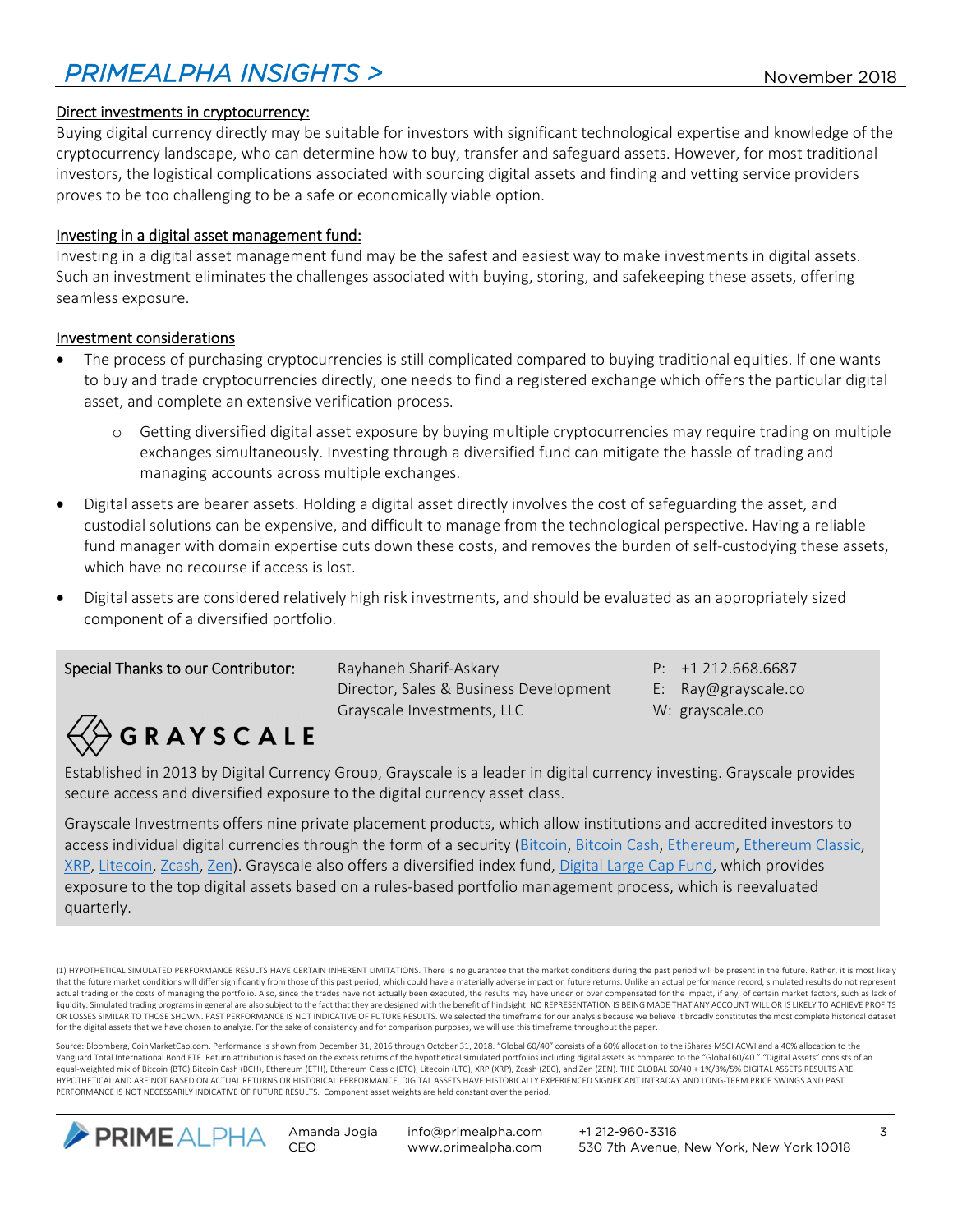**Direct investments in cryptocurrency:**

Buying digital currency directly may be suitable for investors with significant technological expertise and knowledge of the cryptocurrency landscape, who can determine how to buy, transfer and safeguard assets. However, for most traditional investors, the logistical complications associated with sourcing digital assets and finding and vetting service providers proves to be too challenging to be a safe or economically viable option.

**Investing in a digital asset management fund:**

Investing in a digital asset management fund may be the safest and easiest way to make investments in digital assets. Such an investment eliminates the challenges associated with buying, storing, and safekeeping these assets, offering seamless exposure.

**Investment considerations**

- The process of purchasing cryptocurrencies is still complicated compared to buying traditional equities. If one wants to buy and trade cryptocurrencies directly, one needs to find a registered exchange which offers the particular digital asset, and complete an extensive verification process.
  - Getting diversified digital asset exposure by buying multiple cryptocurrencies may require trading on multiple exchanges simultaneously. Investing through a diversified fund can mitigate the hassle of trading and managing accounts across multiple exchanges.
- Digital assets are bearer assets. Holding a digital asset directly involves the cost of safeguarding the asset, and custodial solutions can be expensive, and difficult to manage from the technological perspective. Having a reliable fund manager with domain expertise cuts down these costs, and removes the burden of self-custodying these assets, which have no recourse if access is lost.
- Digital assets are considered relatively high risk investments, and should be evaluated as an appropriately sized component of a diversified portfolio.

Special Thanks to our Contributor:

Rayhaneh Sharif-Askary
Director, Sales & Business Development
Grayscale Investments, LLC

P: +1 212.668.6687
E: Ray@grayscale.co
W: grayscale.co

GRAYSCALE

Established in 2013 by Digital Currency Group, Grayscale is a leader in digital currency investing. Grayscale provides secure access and diversified exposure to the digital currency asset class.

Grayscale Investments offers nine private placement products, which allow institutions and accredited investors to access individual digital currencies through the form of a security (Bitcoin, Bitcoin Cash, Ethereum, Ethereum Classic, XRP, Litecoin, Zcash, Zen). Grayscale also offers a diversified index fund, Digital Large Cap Fund, which provides exposure to the top digital assets based on a rules-based portfolio management process, which is reevaluated quarterly.

(1) HYPOTHETICAL SIMULATED PERFORMANCE RESULTS HAVE CERTAIN INHERENT LIMITATIONS. There is no guarantee that the market conditions during the past period will be present in the future. Rather, it is most likely that the future market conditions will differ significantly from those of this past period, which could have a materially adverse impact on future returns. Unlike an actual performance record, simulated results do not represent actual trading or the costs of managing the portfolio. Also, since the trades have not actually been executed, the results may have under or over compensated for the impact, if any, of certain market factors, such as lack of liquidity. Simulated trading programs in general are also subject to the fact that they are designed with the benefit of hindsight. NO REPRESENTATION IS BEING MADE THAT ANY ACCOUNT WILL OR IS LIKELY TO ACHIEVE PROFITS OR LOSSES SIMILAR TO THOSE SHOWN. PAST PERFORMANCE IS NOT INDICATIVE OF FUTURE RESULTS. We selected the timeframe for our analysis because we believe it broadly constitutes the most complete historical dataset for the digital assets that we have chosen to analyze. For the sake of consistency and for comparison purposes, we will use this timeframe throughout the paper.

Source: Bloomberg, CoinMarketCap.com. Performance is shown from December 31, 2016 through October 31, 2018. "Global 60/40" consists of a 60% allocation to the iShares MSCI ACWI and a 40% allocation to the Vanguard Total International Bond ETF. Return attribution is based on the excess returns of the hypothetical simulated portfolios including digital assets as compared to the "Global 60/40." "Digital Assets" consists of an equal-weighted mix of Bitcoin (BTC),Bitcoin Cash (BCH), Ethereum (ETH), Ethereum Classic (ETC), Litecoin (LTC), XRP (XRP), Zcash (ZEC), and Zen (ZEN). THE GLOBAL 60/40 + 1%/3%/5% DIGITAL ASSETS RESULTS ARE HYPOTHETICAL AND ARE NOT BASED ON ACTUAL RETURNS OR HISTORICAL PERFORMANCE. DIGITAL ASSETS HAVE HISTORICALLY EXPERIENCED SIGNFICANT INTRADAY AND LONG-TERM PRICE SWINGS AND PAST PERFORMANCE IS NOT NECESSARILY INDICATIVE OF FUTURE RESULTS. Component asset weights are held constant over the period.